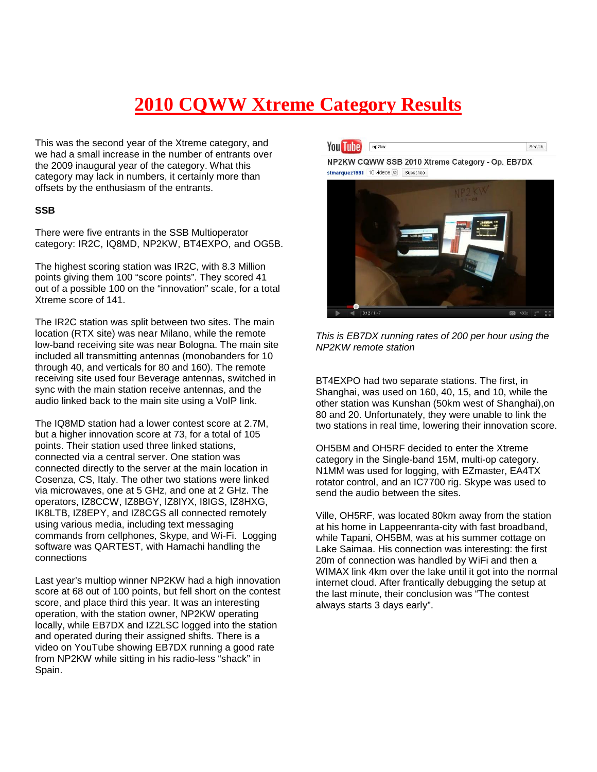# 2010 CQWW Xtreme Category Results

This was the second year of the Xtreme category, and we had a small increase in the number of entrants over the 2009 inaugural year of the category. What this category may lack in numbers, it certainly more than offsets by the enthusiasm of the entrants.

**SSB**

There were five entrants in the SSB Multioperator category: IR2C, IQ8MD, NP2KW, BT4EXPO, and OG5B.

The highest scoring station was IR2C, with 8.3 Million points giving them 100 "score points". They scored 41 out of a possible 100 on the "innovation" scale, for a total Xtreme score of 141.

The IR2C station was split between two sites. The main location (RTX site) was near Milano, while the remote low-band receiving site was near Bologna. The main site included all transmitting antennas (monobanders for 10 through 40, and verticals for 80 and 160). The remote receiving site used four Beverage antennas, switched in sync with the main station receive antennas, and the audio linked back to the main site using a VoIP link.

The IQ8MD station had a lower contest score at 2.7M, but a higher innovation score at 73, for a total of 105 points. Their station used three linked stations, connected via a central server. One station was connected directly to the server at the main location in Cosenza, CS, Italy. The other two stations were linked via microwaves, one at 5 GHz, and one at 2 GHz. The operators, IZ8CCW, IZ8BGY, IZ8IYX, I8IGS, IZ8HXG, IK8LTB, IZ8EPY, and IZ8CGS all connected remotely using various media, including text messaging commands from cellphones, Skype, and Wi-Fi. Logging software was QARTEST, with Hamachi handling the connections

Last year's multiop winner NP2KW had a high innovation score at 68 out of 100 points, but fell short on the contest score, and place third this year. It was an interesting operation, with the station owner, NP2KW operating locally, while EB7DX and IZ2LSC logged into the station and operated during their assigned shifts. There is a video on YouTube showing EB7DX running a good rate from NP2KW while sitting in his radio-less "shack" in Spain.

*This is EB7DX running rates of 200 per hour using the NP2KW remote station*

BT4EXPO had two separate stations. The first, in Shanghai, was used on 160, 40, 15, and 10, while the other station was Kunshan (50km west of Shanghai),on 80 and 20. Unfortunately, they were unable to link the two stations in real time, lowering their innovation score.

OH5BM and OH5RF decided to enter the Xtreme category in the Single-band 15M, multi-op category. N1MM was used for logging, with EZmaster, EA4TX rotator control, and an IC7700 rig. Skype was used to send the audio between the sites.

Ville, OH5RF, was located 80km away from the station at his home in Lappeenranta-city with fast broadband, while Tapani, OH5BM, was at his summer cottage on Lake Saimaa. His connection was interesting: the first 20m of connection was handled by WiFi and then a WIMAX link 4km over the lake until it got into the normal internet cloud. After frantically debugging the setup at the last minute, their conclusion was "The contest always starts 3 days early".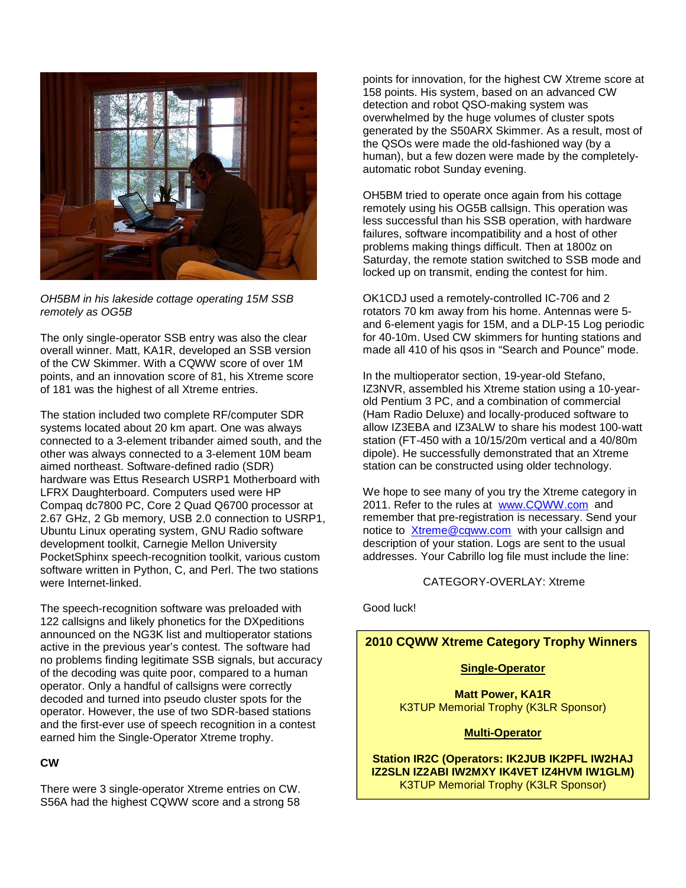*OH5BM in his lakeside cottage operating 15M SSB remotely as OG5B*

The only single-operator SSB entry was also the clear overall winner. Matt, KA1R, developed an SSB version of the CW Skimmer. With a CQWW score of over 1M points, and an innovation score of 81, his Xtreme score of 181 was the highest of all Xtreme entries.

The station included two complete RF/computer SDR systems located about 20 km apart. One was always connected to a 3-element tribander aimed south, and the other was always connected to a 3-element 10M beam aimed northeast. Software-defined radio (SDR) hardware was Ettus Research USRP1 Motherboard with LFRX Daughterboard. Computers used were HP Compaq dc7800 PC, Core 2 Quad Q6700 processor at 2.67 GHz, 2 Gb memory, USB 2.0 connection to USRP1, Ubuntu Linux operating system, GNU Radio software development toolkit, Carnegie Mellon University PocketSphinx speech-recognition toolkit, various custom software written in Python, C, and Perl. The two stations were Internet-linked.

The speech-recognition software was preloaded with 122 callsigns and likely phonetics for the DXpeditions announced on the NG3K list and multioperator stations active in the previous year's contest. The software had no problems finding legitimate SSB signals, but accuracy of the decoding was quite poor, compared to a human operator. Only a handful of callsigns were correctly decoded and turned into pseudo cluster spots for the operator. However, the use of two SDR-based stations and the first-ever use of speech recognition in a contest earned him the Single-Operator Xtreme trophy.

**CW**

There were 3 single-operator Xtreme entries on CW. S56A had the highest CQWW score and a strong 58 points for innovation, for the highest CW Xtreme score at 158 points. His system, based on an advanced CW detection and robot QSO-making system was overwhelmed by the huge volumes of cluster spots generated by the S50ARX Skimmer. As a result, most of the QSOs were made the old-fashioned way (by a human), but a few dozen were made by the completely-automatic robot Sunday evening.

OH5BM tried to operate once again from his cottage remotely using his OG5B callsign. This operation was less successful than his SSB operation, with hardware failures, software incompatibility and a host of other problems making things difficult. Then at 1800z on Saturday, the remote station switched to SSB mode and locked up on transmit, ending the contest for him.

OK1CDJ used a remotely-controlled IC-706 and 2 rotators 70 km away from his home. Antennas were 5- and 6-element yagis for 15M, and a DLP-15 Log periodic for 40-10m. Used CW skimmers for hunting stations and made all 410 of his qsos in "Search and Pounce" mode.

In the multioperator section, 19-year-old Stefano, IZ3NVR, assembled his Xtreme station using a 10-year-old Pentium 3 PC, and a combination of commercial (Ham Radio Deluxe) and locally-produced software to allow IZ3EBA and IZ3ALW to share his modest 100-watt station (FT-450 with a 10/15/20m vertical and a 40/80m dipole). He successfully demonstrated that an Xtreme station can be constructed using older technology.

We hope to see many of you try the Xtreme category in 2011. Refer to the rules at [www.CQWW.com](http://www.CQWW.com) and remember that pre-registration is necessary. Send your notice to [Xtreme@cqww.com](mailto:Xtreme@cqww.com) with your callsign and description of your station. Logs are sent to the usual addresses. Your Cabrillo log file must include the line:

```
CATEGORY-OVERLAY: Xtreme
```

Good luck!

---

**2010 CQWW Xtreme Category Trophy Winners**

**Single-Operator**

**Matt Power, KA1R**
K3TUP Memorial Trophy (K3LR Sponsor)

**Multi-Operator**

**Station IR2C (Operators: IK2JUB IK2PFL IW2HAJ IZ2SLN IZ2ABI IW2MXY IK4VET IZ4HVM IW1GLM)**
K3TUP Memorial Trophy (K3LR Sponsor)